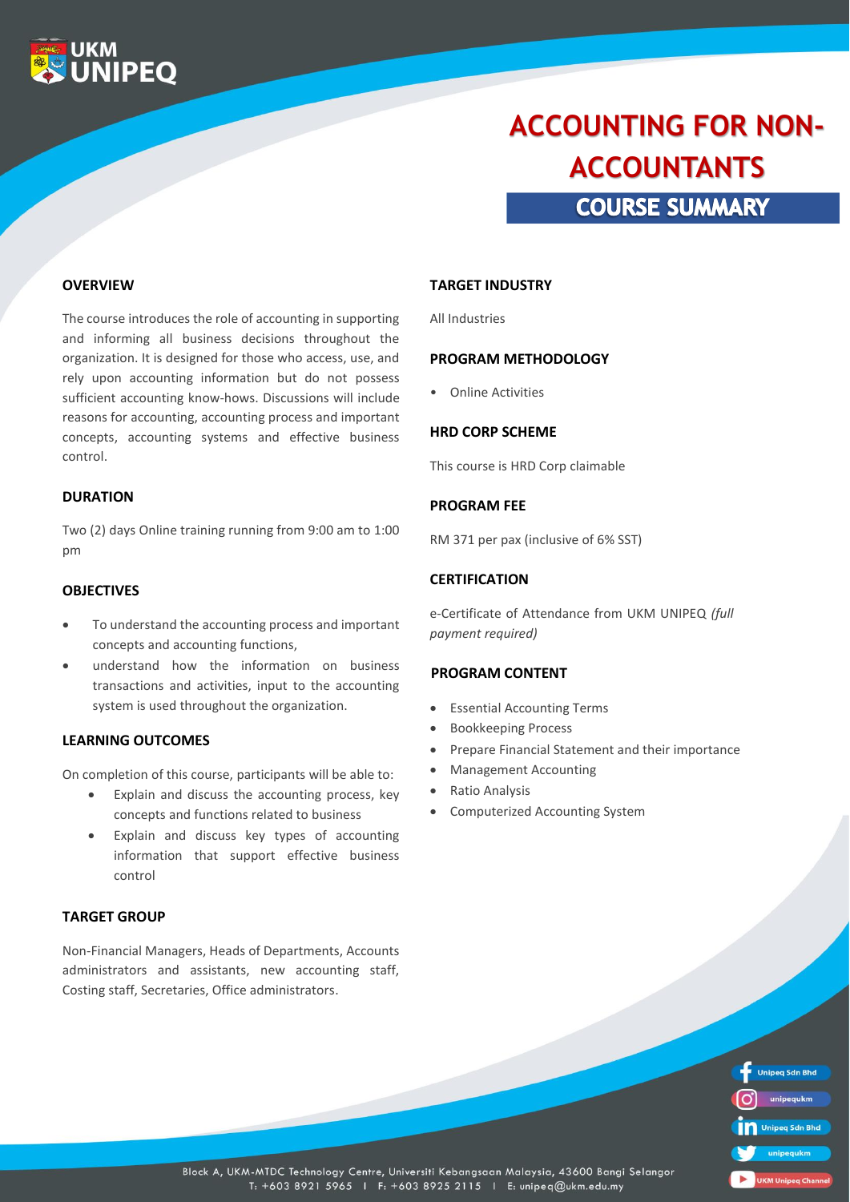UKM UNIPEQ

# ACCOUNTING FOR NON-ACCOUNTANTS

## COURSE SUMMARY

### OVERVIEW

The course introduces the role of accounting in supporting and informing all business decisions throughout the organization. It is designed for those who access, use, and rely upon accounting information but do not possess sufficient accounting know-hows. Discussions will include reasons for accounting, accounting process and important concepts, accounting systems and effective business control.

### DURATION

Two (2) days Online training running from 9:00 am to 1:00 pm

### OBJECTIVES

- To understand the accounting process and important concepts and accounting functions,
- understand how the information on business transactions and activities, input to the accounting system is used throughout the organization.

### LEARNING OUTCOMES

On completion of this course, participants will be able to:

- Explain and discuss the accounting process, key concepts and functions related to business
- Explain and discuss key types of accounting information that support effective business control

### TARGET GROUP

Non-Financial Managers, Heads of Departments, Accounts administrators and assistants, new accounting staff, Costing staff, Secretaries, Office administrators.

### TARGET INDUSTRY

All Industries

### PROGRAM METHODOLOGY

- Online Activities

### HRD CORP SCHEME

This course is HRD Corp claimable

### PROGRAM FEE

RM 371 per pax (inclusive of 6% SST)

### CERTIFICATION

e-Certificate of Attendance from UKM UNIPEQ *(full payment required)*

### PROGRAM CONTENT

- Essential Accounting Terms
- Bookkeeping Process
- Prepare Financial Statement and their importance
- Management Accounting
- Ratio Analysis
- Computerized Accounting System

Unipeq Sdn Bhd | unipequkm | Unipeq Sdn Bhd | unipequkm | UKM Unipeq Channel

Block A, UKM-MTDC Technology Centre, Universiti Kebangsaan Malaysia, 43600 Bangi Selangor
T: +603 8921 5965 | F: +603 8925 2115 | E: unipeq@ukm.edu.my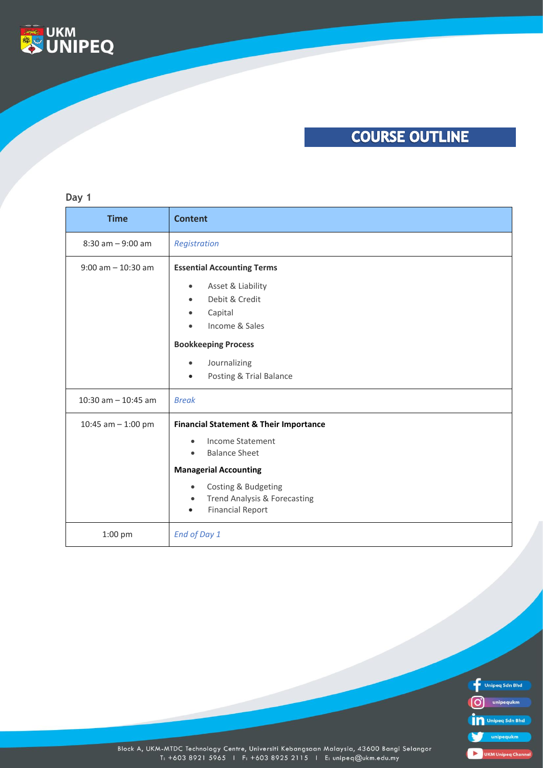## COURSE OUTLINE

### Day 1

| Time | Content |
|---|---|
| 8:30 am – 9:00 am | *Registration* |
| 9:00 am – 10:30 am | **Essential Accounting Terms**<br>• Asset & Liability<br>• Debit & Credit<br>• Capital<br>• Income & Sales<br>**Bookkeeping Process**<br>• Journalizing<br>• Posting & Trial Balance |
| 10:30 am – 10:45 am | *Break* |
| 10:45 am – 1:00 pm | **Financial Statement & Their Importance**<br>• Income Statement<br>• Balance Sheet<br>**Managerial Accounting**<br>• Costing & Budgeting<br>• Trend Analysis & Forecasting<br>• Financial Report |
| 1:00 pm | *End of Day 1* |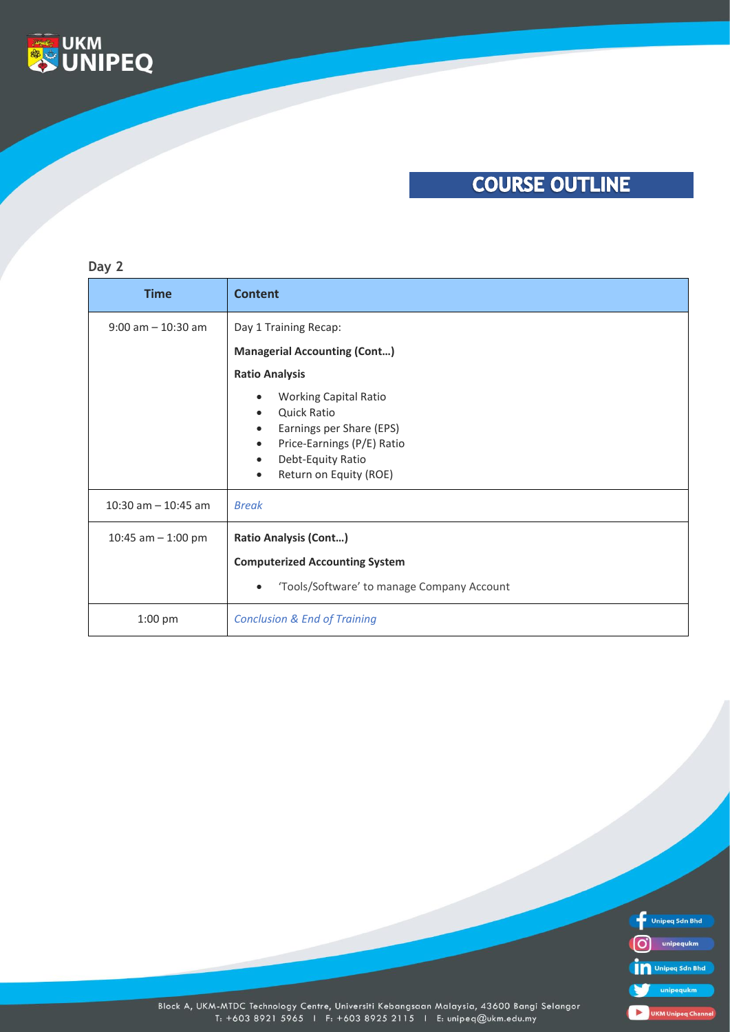# COURSE OUTLINE

**Day 2**

| Time | Content |
|---|---|
| 9:00 am – 10:30 am | Day 1 Training Recap:<br>**Managerial Accounting (Cont…)**<br>**Ratio Analysis**<br>• Working Capital Ratio<br>• Quick Ratio<br>• Earnings per Share (EPS)<br>• Price-Earnings (P/E) Ratio<br>• Debt-Equity Ratio<br>• Return on Equity (ROE) |
| 10:30 am – 10:45 am | *Break* |
| 10:45 am – 1:00 pm | **Ratio Analysis (Cont…)**<br>**Computerized Accounting System**<br>• 'Tools/Software' to manage Company Account |
| 1:00 pm | *Conclusion & End of Training* |

Block A, UKM-MTDC Technology Centre, Universiti Kebangsaan Malaysia, 43600 Bangi Selangor
T: +603 8921 5965 | F: +603 8925 2115 | E: unipeq@ukm.edu.my